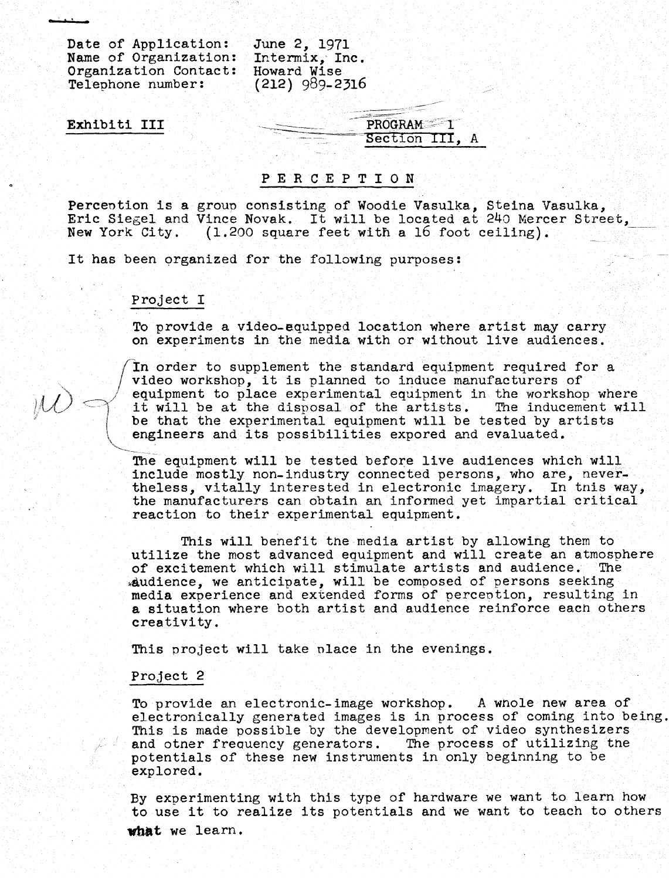Date of Application: June 2, 1971
Name of Organization: Intermix, Inc.
Organization Contact: Howard Wise
Telephone number: (212) 989-2316

**Exhibiti III**

PROGRAM 1
Section III, A

# P E R C E P T I O N

Perception is a group consisting of Woodie Vasulka, Steina Vasulka, Eric Siegel and Vince Novak. It will be located at 240 Mercer Street, New York City. (1.200 square feet with a 16 foot ceiling).

It has been organized for the following purposes:

## Project I

To provide a video-equipped location where artist may carry on experiments in the media with or without live audiences.

In order to supplement the standard equipment required for a video workshop, it is planned to induce manufacturers of equipment to place experimental equipment in the workshop where it will be at the disposal of the artists. The inducement will be that the experimental equipment will be tested by artists engineers and its possibilities expored and evaluated.

The equipment will be tested before live audiences which will include mostly non-industry connected persons, who are, nevertheless, vitally interested in electronic imagery. In this way, the manufacturers can obtain an informed yet impartial critical reaction to their experimental equipment.

This will benefit the media artist by allowing them to utilize the most advanced equipment and will create an atmosphere of excitement which will stimulate artists and audience. The audience, we anticipate, will be composed of persons seeking media experience and extended forms of perception, resulting in a situation where both artist and audience reinforce each others creativity.

This project will take place in the evenings.

## Project 2

To provide an electronic-image workshop. A whole new area of electronically generated images is in process of coming into being. This is made possible by the development of video synthesizers and other frequency generators. The process of utilizing the potentials of these new instruments in only beginning to be explored.

By experimenting with this type of hardware we want to learn how to use it to realize its potentials and we want to teach to others what we learn.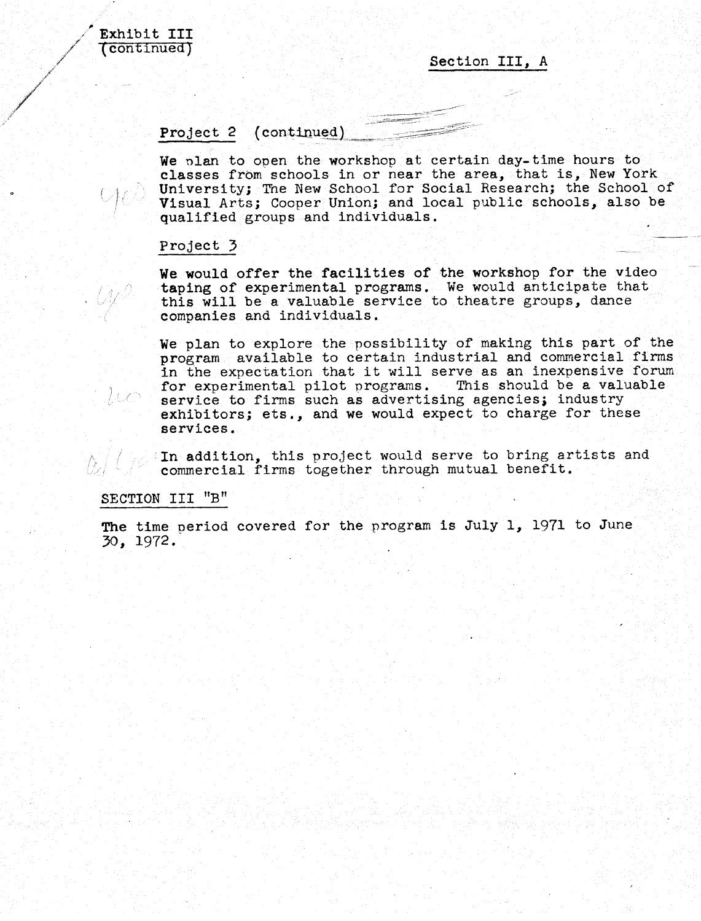Exhibit III
(continued)

Section III, A

Project 2 (continued)

We plan to open the workshop at certain day-time hours to classes from schools in or near the area, that is, New York University; The New School for Social Research; the School of Visual Arts; Cooper Union; and local public schools, also be qualified groups and individuals.

Project 3

We would offer the facilities of the workshop for the video taping of experimental programs. We would anticipate that this will be a valuable service to theatre groups, dance companies and individuals.

We plan to explore the possibility of making this part of the program available to certain industrial and commercial firms in the expectation that it will serve as an inexpensive forum for experimental pilot programs. This should be a valuable service to firms such as advertising agencies; industry exhibitors; ets., and we would expect to charge for these services.

In addition, this project would serve to bring artists and commercial firms together through mutual benefit.

SECTION III "B"

The time period covered for the program is July 1, 1971 to June 30, 1972.